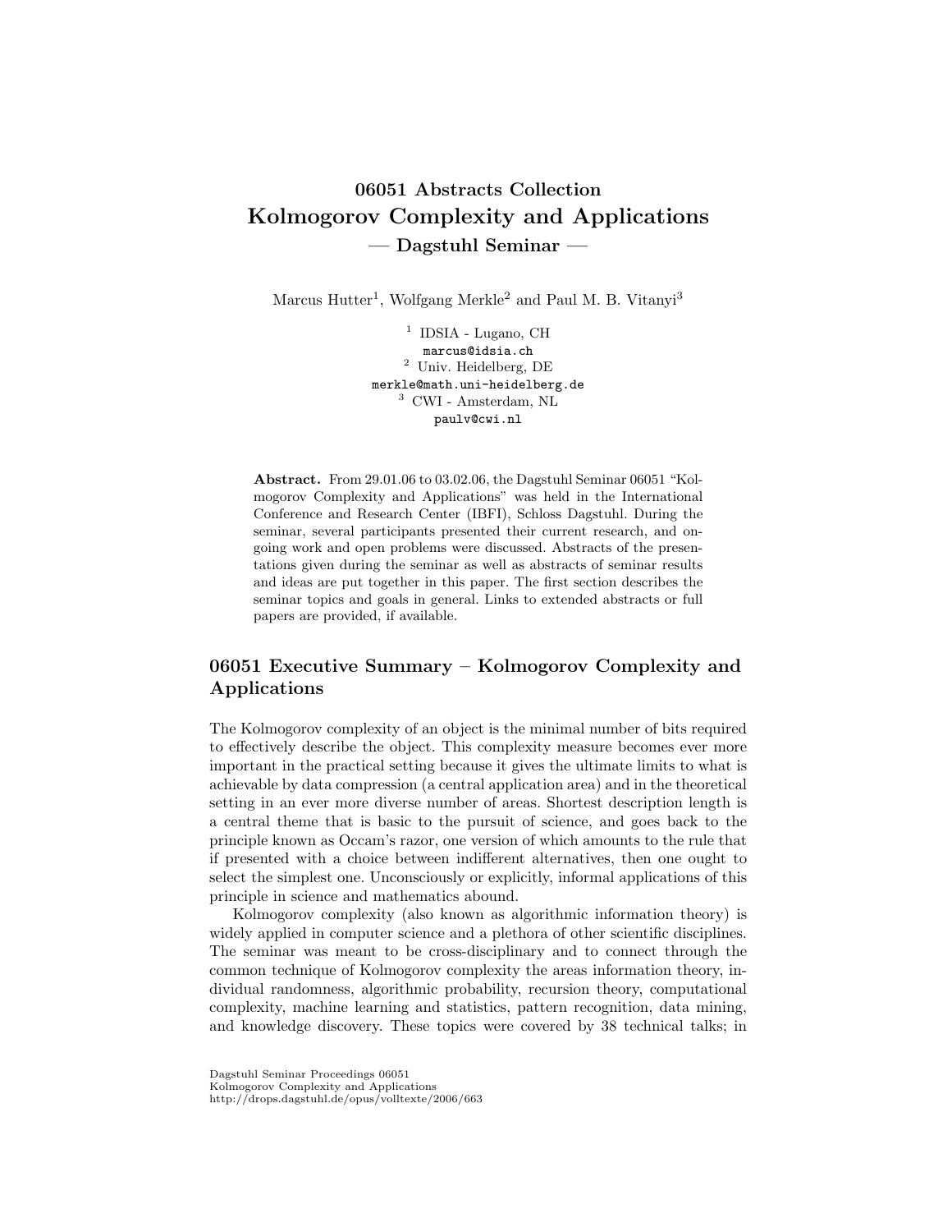# 06051 Abstracts Collection
# Kolmogorov Complexity and Applications
## — Dagstuhl Seminar —

Marcus Hutter[1], Wolfgang Merkle[2] and Paul M. B. Vitanyi[3]

[1] IDSIA - Lugano, CH
marcus@idsia.ch
[2] Univ. Heidelberg, DE
merkle@math.uni-heidelberg.de
[3] CWI - Amsterdam, NL
paulv@cwi.nl

**Abstract.** From 29.01.06 to 03.02.06, the Dagstuhl Seminar 06051 "Kolmogorov Complexity and Applications" was held in the International Conference and Research Center (IBFI), Schloss Dagstuhl. During the seminar, several participants presented their current research, and ongoing work and open problems were discussed. Abstracts of the presentations given during the seminar as well as abstracts of seminar results and ideas are put together in this paper. The first section describes the seminar topics and goals in general. Links to extended abstracts or full papers are provided, if available.

## 06051 Executive Summary – Kolmogorov Complexity and Applications

The Kolmogorov complexity of an object is the minimal number of bits required to effectively describe the object. This complexity measure becomes ever more important in the practical setting because it gives the ultimate limits to what is achievable by data compression (a central application area) and in the theoretical setting in an ever more diverse number of areas. Shortest description length is a central theme that is basic to the pursuit of science, and goes back to the principle known as Occam's razor, one version of which amounts to the rule that if presented with a choice between indifferent alternatives, then one ought to select the simplest one. Unconsciously or explicitly, informal applications of this principle in science and mathematics abound.

Kolmogorov complexity (also known as algorithmic information theory) is widely applied in computer science and a plethora of other scientific disciplines. The seminar was meant to be cross-disciplinary and to connect through the common technique of Kolmogorov complexity the areas information theory, individual randomness, algorithmic probability, recursion theory, computational complexity, machine learning and statistics, pattern recognition, data mining, and knowledge discovery. These topics were covered by 38 technical talks; in

Dagstuhl Seminar Proceedings 06051
Kolmogorov Complexity and Applications
http://drops.dagstuhl.de/opus/volltexte/2006/663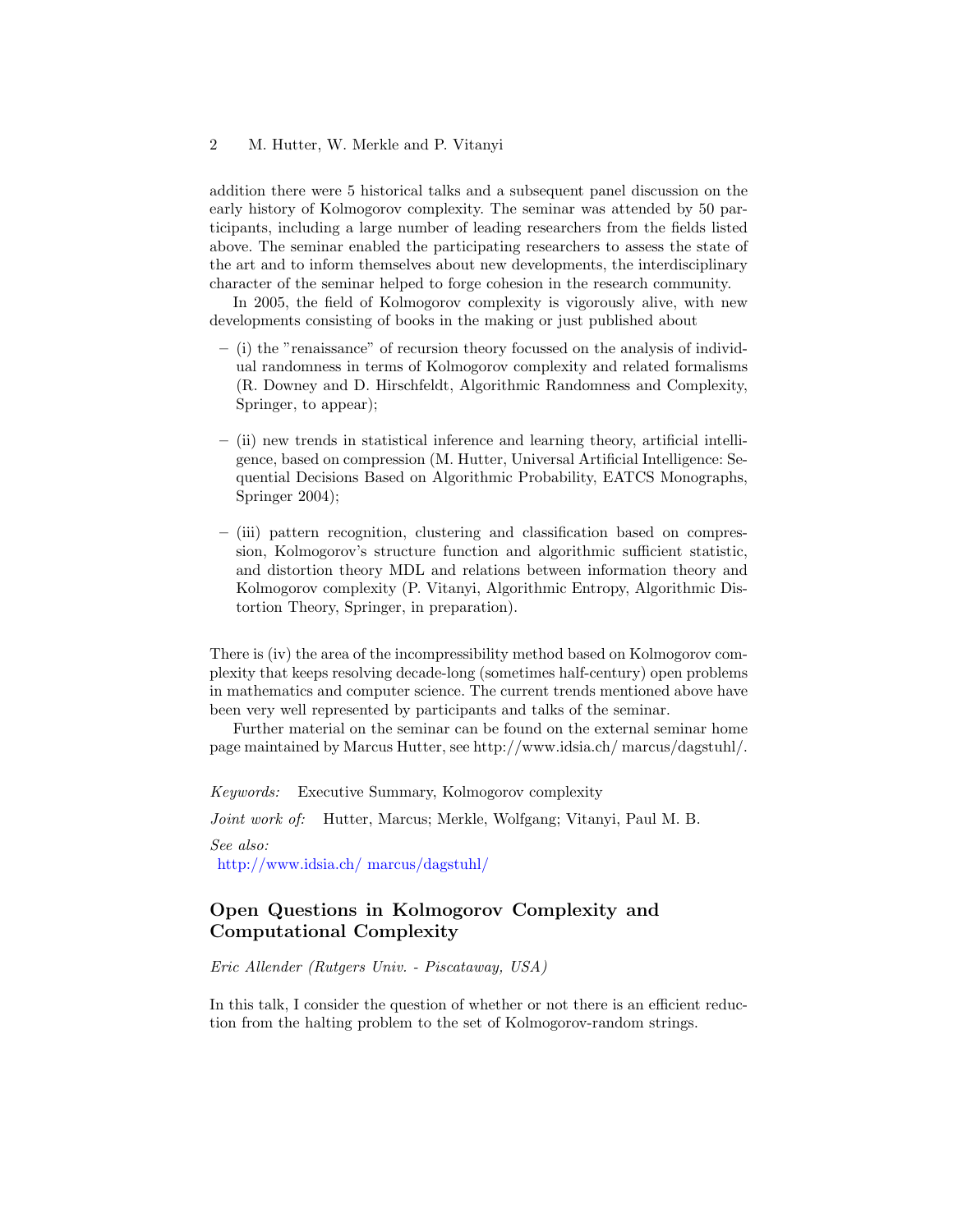addition there were 5 historical talks and a subsequent panel discussion on the early history of Kolmogorov complexity. The seminar was attended by 50 participants, including a large number of leading researchers from the fields listed above. The seminar enabled the participating researchers to assess the state of the art and to inform themselves about new developments, the interdisciplinary character of the seminar helped to forge cohesion in the research community.

In 2005, the field of Kolmogorov complexity is vigorously alive, with new developments consisting of books in the making or just published about

- (i) the "renaissance" of recursion theory focussed on the analysis of individual randomness in terms of Kolmogorov complexity and related formalisms (R. Downey and D. Hirschfeldt, Algorithmic Randomness and Complexity, Springer, to appear);
- (ii) new trends in statistical inference and learning theory, artificial intelligence, based on compression (M. Hutter, Universal Artificial Intelligence: Sequential Decisions Based on Algorithmic Probability, EATCS Monographs, Springer 2004);
- (iii) pattern recognition, clustering and classification based on compression, Kolmogorov's structure function and algorithmic sufficient statistic, and distortion theory MDL and relations between information theory and Kolmogorov complexity (P. Vitanyi, Algorithmic Entropy, Algorithmic Distortion Theory, Springer, in preparation).

There is (iv) the area of the incompressibility method based on Kolmogorov complexity that keeps resolving decade-long (sometimes half-century) open problems in mathematics and computer science. The current trends mentioned above have been very well represented by participants and talks of the seminar.

Further material on the seminar can be found on the external seminar home page maintained by Marcus Hutter, see http://www.idsia.ch/ marcus/dagstuhl/.

*Keywords:* Executive Summary, Kolmogorov complexity

*Joint work of:* Hutter, Marcus; Merkle, Wolfgang; Vitanyi, Paul M. B.

*See also:*
http://www.idsia.ch/ marcus/dagstuhl/

## Open Questions in Kolmogorov Complexity and Computational Complexity

*Eric Allender (Rutgers Univ. - Piscataway, USA)*

In this talk, I consider the question of whether or not there is an efficient reduction from the halting problem to the set of Kolmogorov-random strings.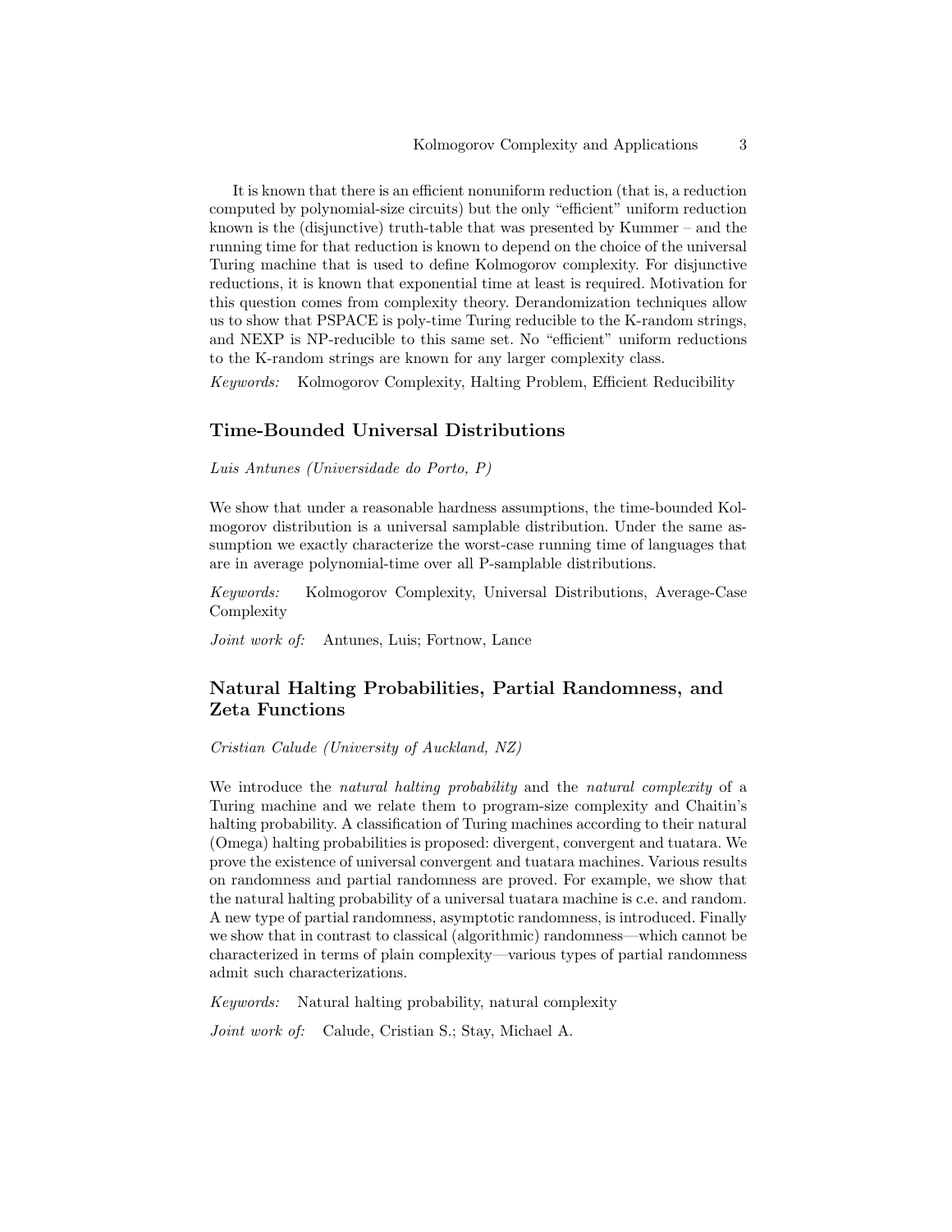It is known that there is an efficient nonuniform reduction (that is, a reduction computed by polynomial-size circuits) but the only "efficient" uniform reduction known is the (disjunctive) truth-table that was presented by Kummer – and the running time for that reduction is known to depend on the choice of the universal Turing machine that is used to define Kolmogorov complexity. For disjunctive reductions, it is known that exponential time at least is required. Motivation for this question comes from complexity theory. Derandomization techniques allow us to show that PSPACE is poly-time Turing reducible to the K-random strings, and NEXP is NP-reducible to this same set. No "efficient" uniform reductions to the K-random strings are known for any larger complexity class.

*Keywords:* Kolmogorov Complexity, Halting Problem, Efficient Reducibility

### Time-Bounded Universal Distributions

*Luis Antunes (Universidade do Porto, P)*

We show that under a reasonable hardness assumptions, the time-bounded Kolmogorov distribution is a universal samplable distribution. Under the same assumption we exactly characterize the worst-case running time of languages that are in average polynomial-time over all P-samplable distributions.

*Keywords:* Kolmogorov Complexity, Universal Distributions, Average-Case Complexity

*Joint work of:* Antunes, Luis; Fortnow, Lance

### Natural Halting Probabilities, Partial Randomness, and Zeta Functions

*Cristian Calude (University of Auckland, NZ)*

We introduce the *natural halting probability* and the *natural complexity* of a Turing machine and we relate them to program-size complexity and Chaitin's halting probability. A classification of Turing machines according to their natural (Omega) halting probabilities is proposed: divergent, convergent and tuatara. We prove the existence of universal convergent and tuatara machines. Various results on randomness and partial randomness are proved. For example, we show that the natural halting probability of a universal tuatara machine is c.e. and random. A new type of partial randomness, asymptotic randomness, is introduced. Finally we show that in contrast to classical (algorithmic) randomness—which cannot be characterized in terms of plain complexity—various types of partial randomness admit such characterizations.

*Keywords:* Natural halting probability, natural complexity

*Joint work of:* Calude, Cristian S.; Stay, Michael A.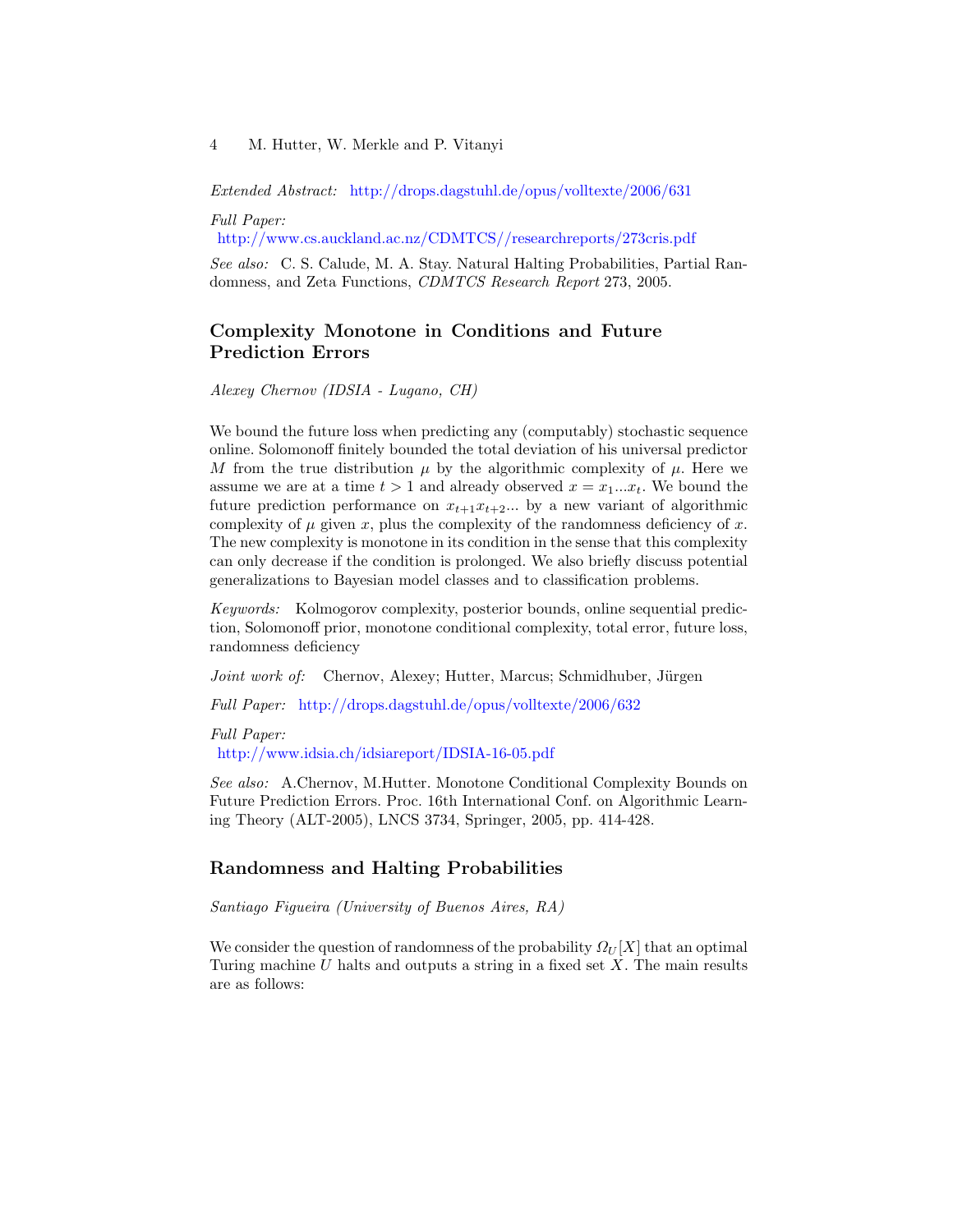*Extended Abstract:* http://drops.dagstuhl.de/opus/volltexte/2006/631

*Full Paper:*
http://www.cs.auckland.ac.nz/CDMTCS//researchreports/273cris.pdf

*See also:* C. S. Calude, M. A. Stay. Natural Halting Probabilities, Partial Randomness, and Zeta Functions, *CDMTCS Research Report* 273, 2005.

## Complexity Monotone in Conditions and Future Prediction Errors

*Alexey Chernov (IDSIA - Lugano, CH)*

We bound the future loss when predicting any (computably) stochastic sequence online. Solomonoff finitely bounded the total deviation of his universal predictor $M$ from the true distribution $\mu$ by the algorithmic complexity of $\mu$. Here we assume we are at a time $t > 1$ and already observed $x = x_1...x_t$. We bound the future prediction performance on $x_{t+1}x_{t+2}...$ by a new variant of algorithmic complexity of $\mu$ given $x$, plus the complexity of the randomness deficiency of $x$. The new complexity is monotone in its condition in the sense that this complexity can only decrease if the condition is prolonged. We also briefly discuss potential generalizations to Bayesian model classes and to classification problems.

*Keywords:* Kolmogorov complexity, posterior bounds, online sequential prediction, Solomonoff prior, monotone conditional complexity, total error, future loss, randomness deficiency

*Joint work of:* Chernov, Alexey; Hutter, Marcus; Schmidhuber, Jürgen

*Full Paper:* http://drops.dagstuhl.de/opus/volltexte/2006/632

*Full Paper:*
http://www.idsia.ch/idsiareport/IDSIA-16-05.pdf

*See also:* A.Chernov, M.Hutter. Monotone Conditional Complexity Bounds on Future Prediction Errors. Proc. 16th International Conf. on Algorithmic Learning Theory (ALT-2005), LNCS 3734, Springer, 2005, pp. 414-428.

## Randomness and Halting Probabilities

*Santiago Figueira (University of Buenos Aires, RA)*

We consider the question of randomness of the probability $\Omega_U[X]$ that an optimal Turing machine $U$ halts and outputs a string in a fixed set $X$. The main results are as follows: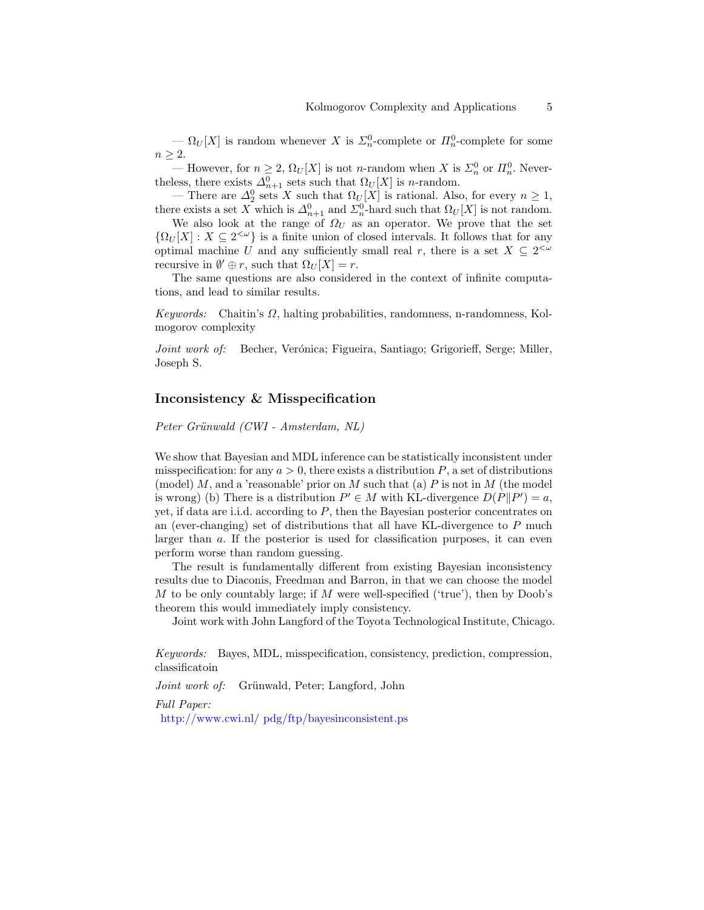— $\Omega_U[X]$ is random whenever $X$ is $\Sigma^0_n$-complete or $\Pi^0_n$-complete for some $n \geq 2$.

— However, for $n \geq 2$, $\Omega_U[X]$ is not $n$-random when $X$ is $\Sigma^0_n$ or $\Pi^0_n$. Nevertheless, there exists $\Delta^0_{n+1}$ sets such that $\Omega_U[X]$ is $n$-random.

— There are $\Delta^0_2$ sets $X$ such that $\Omega_U[X]$ is rational. Also, for every $n \geq 1$, there exists a set $X$ which is $\Delta^0_{n+1}$ and $\Sigma^0_n$-hard such that $\Omega_U[X]$ is not random.

We also look at the range of $\Omega_U$ as an operator. We prove that the set $\{\Omega_U[X] : X \subseteq 2^{<\omega}\}$ is a finite union of closed intervals. It follows that for any optimal machine $U$ and any sufficiently small real $r$, there is a set $X \subseteq 2^{<\omega}$ recursive in $\emptyset' \oplus r$, such that $\Omega_U[X] = r$.

The same questions are also considered in the context of infinite computations, and lead to similar results.

*Keywords:* Chaitin's $\Omega$, halting probabilities, randomness, n-randomness, Kolmogorov complexity

*Joint work of:* Becher, Verónica; Figueira, Santiago; Grigorieff, Serge; Miller, Joseph S.

## Inconsistency & Misspecification

*Peter Grünwald (CWI - Amsterdam, NL)*

We show that Bayesian and MDL inference can be statistically inconsistent under misspecification: for any $a > 0$, there exists a distribution $P$, a set of distributions (model) $M$, and a 'reasonable' prior on $M$ such that (a) $P$ is not in $M$ (the model is wrong) (b) There is a distribution $P' \in M$ with KL-divergence $D(P \| P') = a$, yet, if data are i.i.d. according to $P$, then the Bayesian posterior concentrates on an (ever-changing) set of distributions that all have KL-divergence to $P$ much larger than $a$. If the posterior is used for classification purposes, it can even perform worse than random guessing.

The result is fundamentally different from existing Bayesian inconsistency results due to Diaconis, Freedman and Barron, in that we can choose the model $M$ to be only countably large; if $M$ were well-specified ('true'), then by Doob's theorem this would immediately imply consistency.

Joint work with John Langford of the Toyota Technological Institute, Chicago.

*Keywords:* Bayes, MDL, misspecification, consistency, prediction, compression, classificatoin

*Joint work of:* Grünwald, Peter; Langford, John

*Full Paper:*
http://www.cwi.nl/ pdg/ftp/bayesinconsistent.ps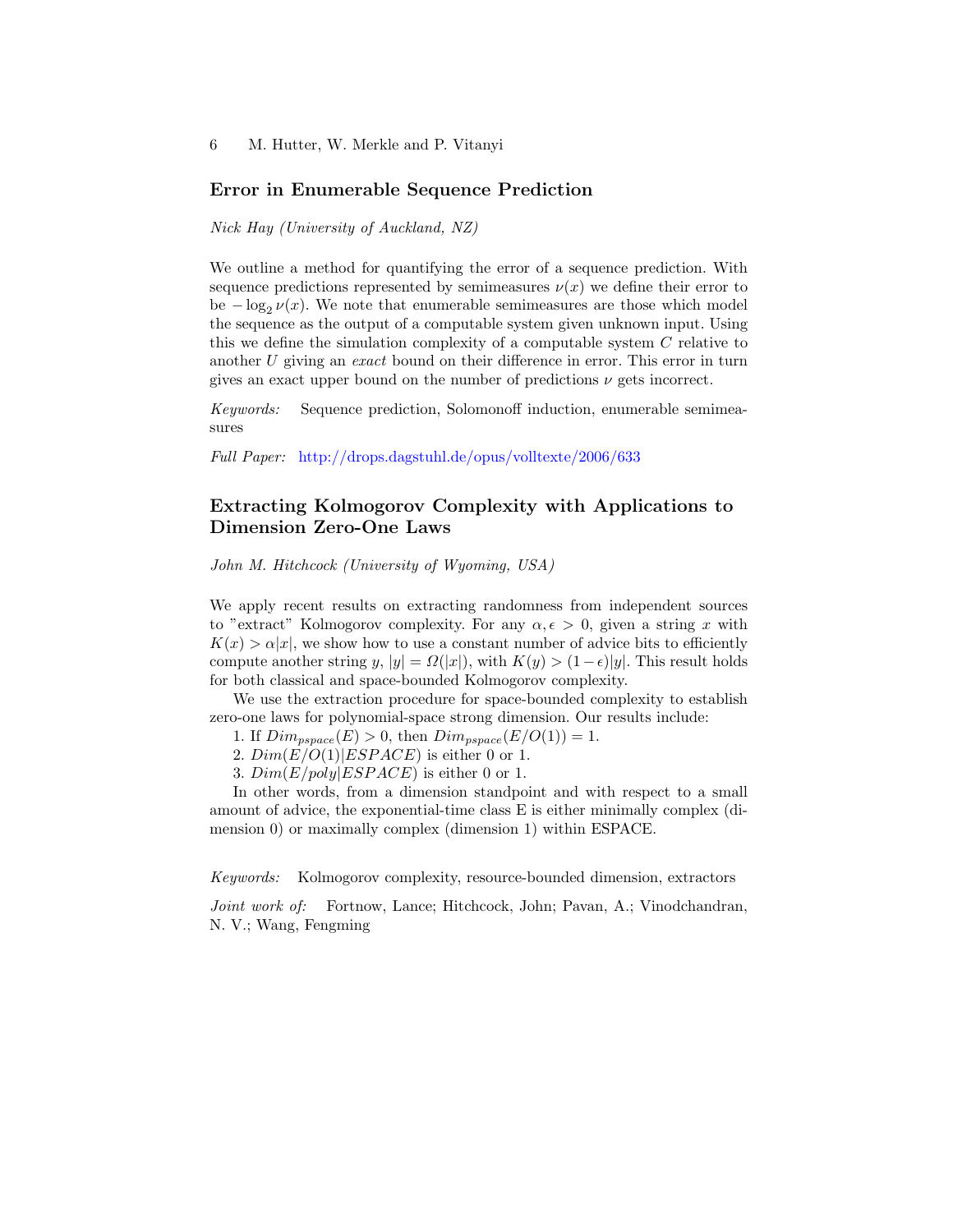## Error in Enumerable Sequence Prediction

*Nick Hay (University of Auckland, NZ)*

We outline a method for quantifying the error of a sequence prediction. With sequence predictions represented by semimeasures $\nu(x)$ we define their error to be $-\log_2 \nu(x)$. We note that enumerable semimeasures are those which model the sequence as the output of a computable system given unknown input. Using this we define the simulation complexity of a computable system $C$ relative to another $U$ giving an *exact* bound on their difference in error. This error in turn gives an exact upper bound on the number of predictions $\nu$ gets incorrect.

*Keywords:* Sequence prediction, Solomonoff induction, enumerable semimeasures

*Full Paper:* http://drops.dagstuhl.de/opus/volltexte/2006/633

## Extracting Kolmogorov Complexity with Applications to Dimension Zero-One Laws

*John M. Hitchcock (University of Wyoming, USA)*

We apply recent results on extracting randomness from independent sources to "extract" Kolmogorov complexity. For any $\alpha, \epsilon > 0$, given a string $x$ with $K(x) > \alpha|x|$, we show how to use a constant number of advice bits to efficiently compute another string $y$, $|y| = \Omega(|x|)$, with $K(y) > (1-\epsilon)|y|$. This result holds for both classical and space-bounded Kolmogorov complexity.

We use the extraction procedure for space-bounded complexity to establish zero-one laws for polynomial-space strong dimension. Our results include:

1. If $Dim_{pspace}(E) > 0$, then $Dim_{pspace}(E/O(1)) = 1$.
2. $Dim(E/O(1)|ESPACE)$ is either 0 or 1.
3. $Dim(E/poly|ESPACE)$ is either 0 or 1.

In other words, from a dimension standpoint and with respect to a small amount of advice, the exponential-time class E is either minimally complex (dimension 0) or maximally complex (dimension 1) within ESPACE.

*Keywords:* Kolmogorov complexity, resource-bounded dimension, extractors

*Joint work of:* Fortnow, Lance; Hitchcock, John; Pavan, A.; Vinodchandran, N. V.; Wang, Fengming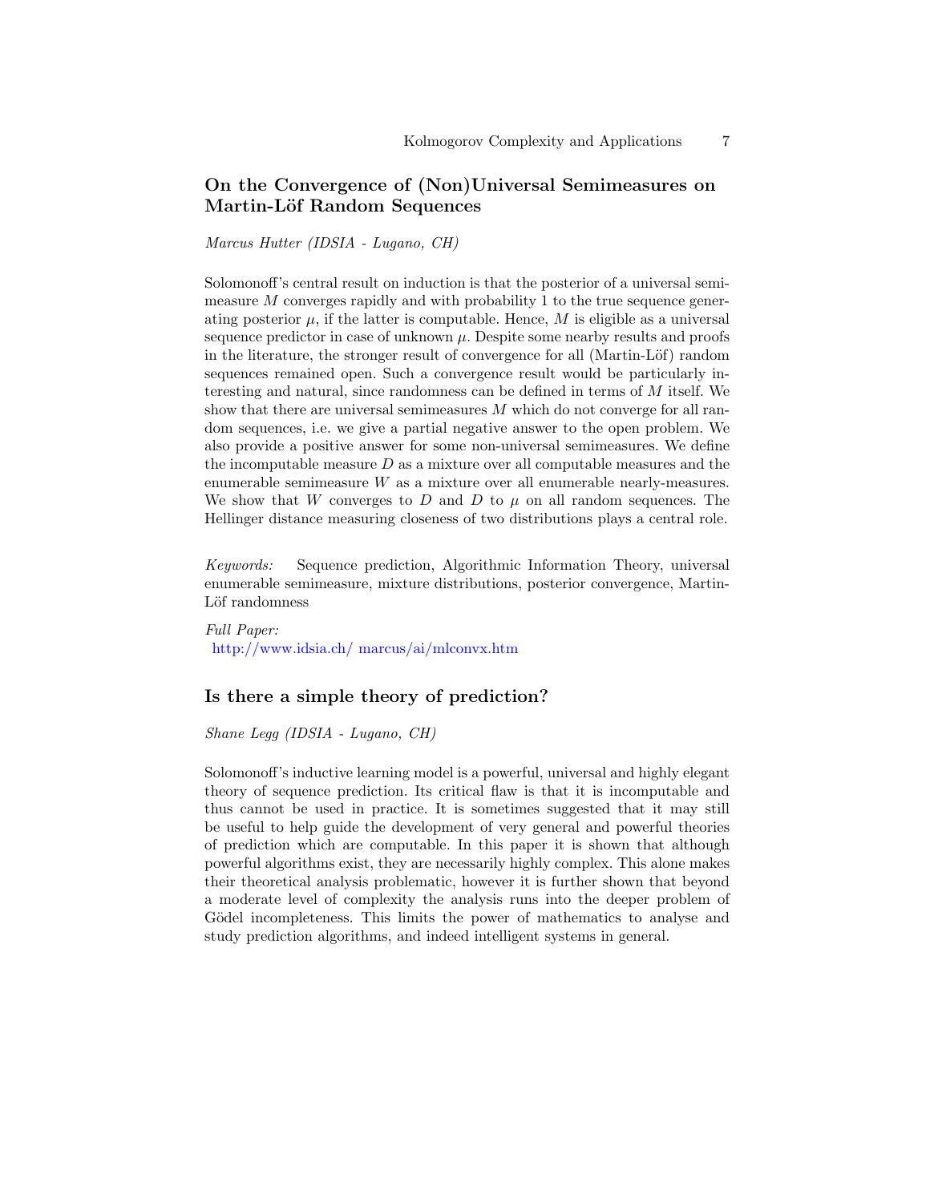## On the Convergence of (Non)Universal Semimeasures on Martin-Löf Random Sequences

*Marcus Hutter (IDSIA - Lugano, CH)*

Solomonoff's central result on induction is that the posterior of a universal semimeasure $M$ converges rapidly and with probability 1 to the true sequence generating posterior $\mu$, if the latter is computable. Hence, $M$ is eligible as a universal sequence predictor in case of unknown $\mu$. Despite some nearby results and proofs in the literature, the stronger result of convergence for all (Martin-Löf) random sequences remained open. Such a convergence result would be particularly interesting and natural, since randomness can be defined in terms of $M$ itself. We show that there are universal semimeasures $M$ which do not converge for all random sequences, i.e. we give a partial negative answer to the open problem. We also provide a positive answer for some non-universal semimeasures. We define the incomputable measure $D$ as a mixture over all computable measures and the enumerable semimeasure $W$ as a mixture over all enumerable nearly-measures. We show that $W$ converges to $D$ and $D$ to $\mu$ on all random sequences. The Hellinger distance measuring closeness of two distributions plays a central role.

*Keywords:* Sequence prediction, Algorithmic Information Theory, universal enumerable semimeasure, mixture distributions, posterior convergence, Martin-Löf randomness

*Full Paper:*
http://www.idsia.ch/ marcus/ai/mlconvx.htm

## Is there a simple theory of prediction?

*Shane Legg (IDSIA - Lugano, CH)*

Solomonoff's inductive learning model is a powerful, universal and highly elegant theory of sequence prediction. Its critical flaw is that it is incomputable and thus cannot be used in practice. It is sometimes suggested that it may still be useful to help guide the development of very general and powerful theories of prediction which are computable. In this paper it is shown that although powerful algorithms exist, they are necessarily highly complex. This alone makes their theoretical analysis problematic, however it is further shown that beyond a moderate level of complexity the analysis runs into the deeper problem of Gödel incompleteness. This limits the power of mathematics to analyse and study prediction algorithms, and indeed intelligent systems in general.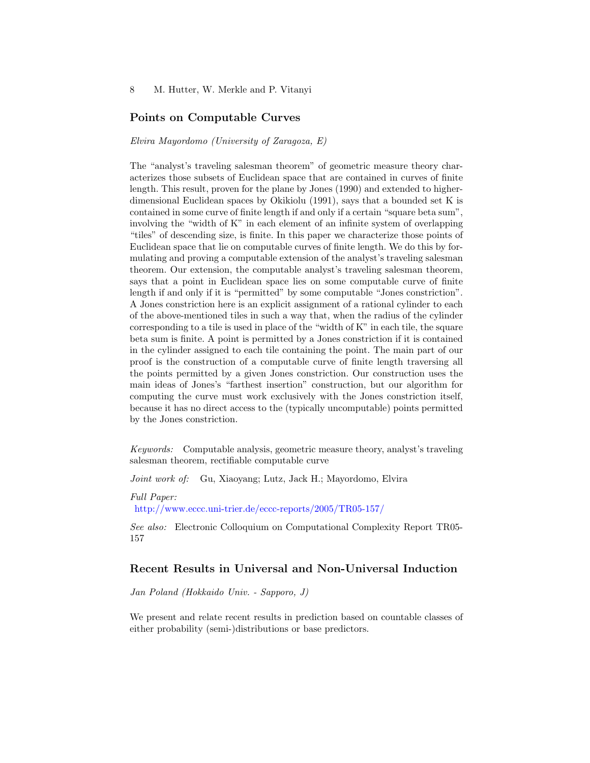## Points on Computable Curves

*Elvira Mayordomo (University of Zaragoza, E)*

The "analyst's traveling salesman theorem" of geometric measure theory characterizes those subsets of Euclidean space that are contained in curves of finite length. This result, proven for the plane by Jones (1990) and extended to higher-dimensional Euclidean spaces by Okikiolu (1991), says that a bounded set K is contained in some curve of finite length if and only if a certain "square beta sum", involving the "width of K" in each element of an infinite system of overlapping "tiles" of descending size, is finite. In this paper we characterize those points of Euclidean space that lie on computable curves of finite length. We do this by formulating and proving a computable extension of the analyst's traveling salesman theorem. Our extension, the computable analyst's traveling salesman theorem, says that a point in Euclidean space lies on some computable curve of finite length if and only if it is "permitted" by some computable "Jones constriction". A Jones constriction here is an explicit assignment of a rational cylinder to each of the above-mentioned tiles in such a way that, when the radius of the cylinder corresponding to a tile is used in place of the "width of K" in each tile, the square beta sum is finite. A point is permitted by a Jones constriction if it is contained in the cylinder assigned to each tile containing the point. The main part of our proof is the construction of a computable curve of finite length traversing all the points permitted by a given Jones constriction. Our construction uses the main ideas of Jones's "farthest insertion" construction, but our algorithm for computing the curve must work exclusively with the Jones constriction itself, because it has no direct access to the (typically uncomputable) points permitted by the Jones constriction.

*Keywords:* Computable analysis, geometric measure theory, analyst's traveling salesman theorem, rectifiable computable curve

*Joint work of:* Gu, Xiaoyang; Lutz, Jack H.; Mayordomo, Elvira

*Full Paper:*
http://www.eccc.uni-trier.de/eccc-reports/2005/TR05-157/

*See also:* Electronic Colloquium on Computational Complexity Report TR05-157

## Recent Results in Universal and Non-Universal Induction

*Jan Poland (Hokkaido Univ. - Sapporo, J)*

We present and relate recent results in prediction based on countable classes of either probability (semi-)distributions or base predictors.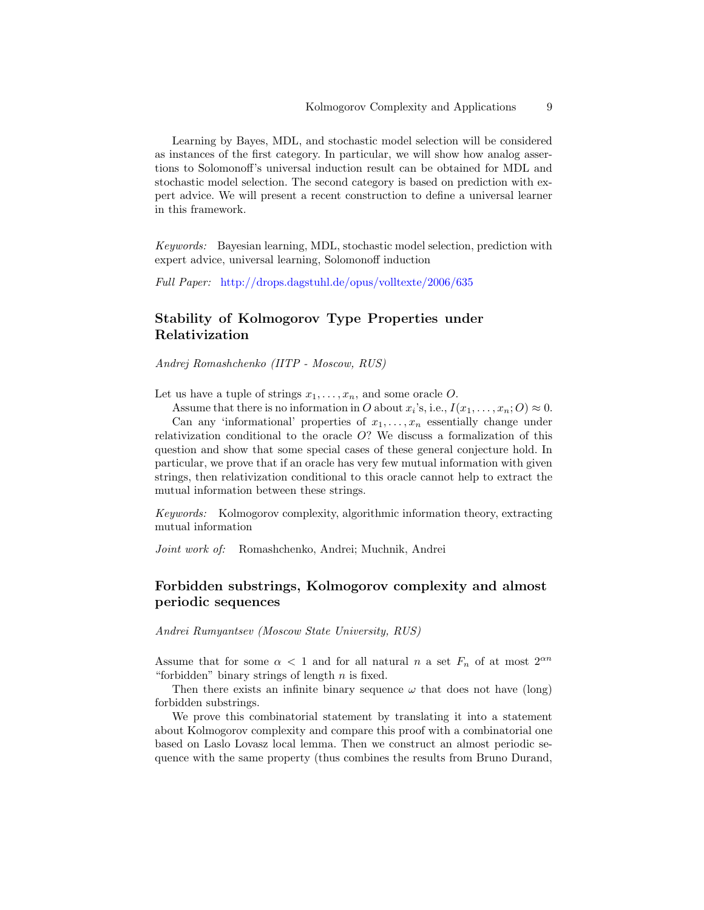Learning by Bayes, MDL, and stochastic model selection will be considered as instances of the first category. In particular, we will show how analog assertions to Solomonoff's universal induction result can be obtained for MDL and stochastic model selection. The second category is based on prediction with expert advice. We will present a recent construction to define a universal learner in this framework.

*Keywords:* Bayesian learning, MDL, stochastic model selection, prediction with expert advice, universal learning, Solomonoff induction

*Full Paper:* http://drops.dagstuhl.de/opus/volltexte/2006/635

## Stability of Kolmogorov Type Properties under Relativization

*Andrej Romashchenko (IITP - Moscow, RUS)*

Let us have a tuple of strings $x_1, \ldots, x_n$, and some oracle $O$.

Assume that there is no information in $O$ about $x_i$'s, i.e., $I(x_1, \ldots, x_n; O) \approx 0$.

Can any 'informational' properties of $x_1, \ldots, x_n$ essentially change under relativization conditional to the oracle $O$? We discuss a formalization of this question and show that some special cases of these general conjecture hold. In particular, we prove that if an oracle has very few mutual information with given strings, then relativization conditional to this oracle cannot help to extract the mutual information between these strings.

*Keywords:* Kolmogorov complexity, algorithmic information theory, extracting mutual information

*Joint work of:* Romashchenko, Andrei; Muchnik, Andrei

## Forbidden substrings, Kolmogorov complexity and almost periodic sequences

*Andrei Rumyantsev (Moscow State University, RUS)*

Assume that for some $\alpha < 1$ and for all natural $n$ a set $F_n$ of at most $2^{\alpha n}$ "forbidden" binary strings of length $n$ is fixed.

Then there exists an infinite binary sequence $\omega$ that does not have (long) forbidden substrings.

We prove this combinatorial statement by translating it into a statement about Kolmogorov complexity and compare this proof with a combinatorial one based on Laslo Lovasz local lemma. Then we construct an almost periodic sequence with the same property (thus combines the results from Bruno Durand,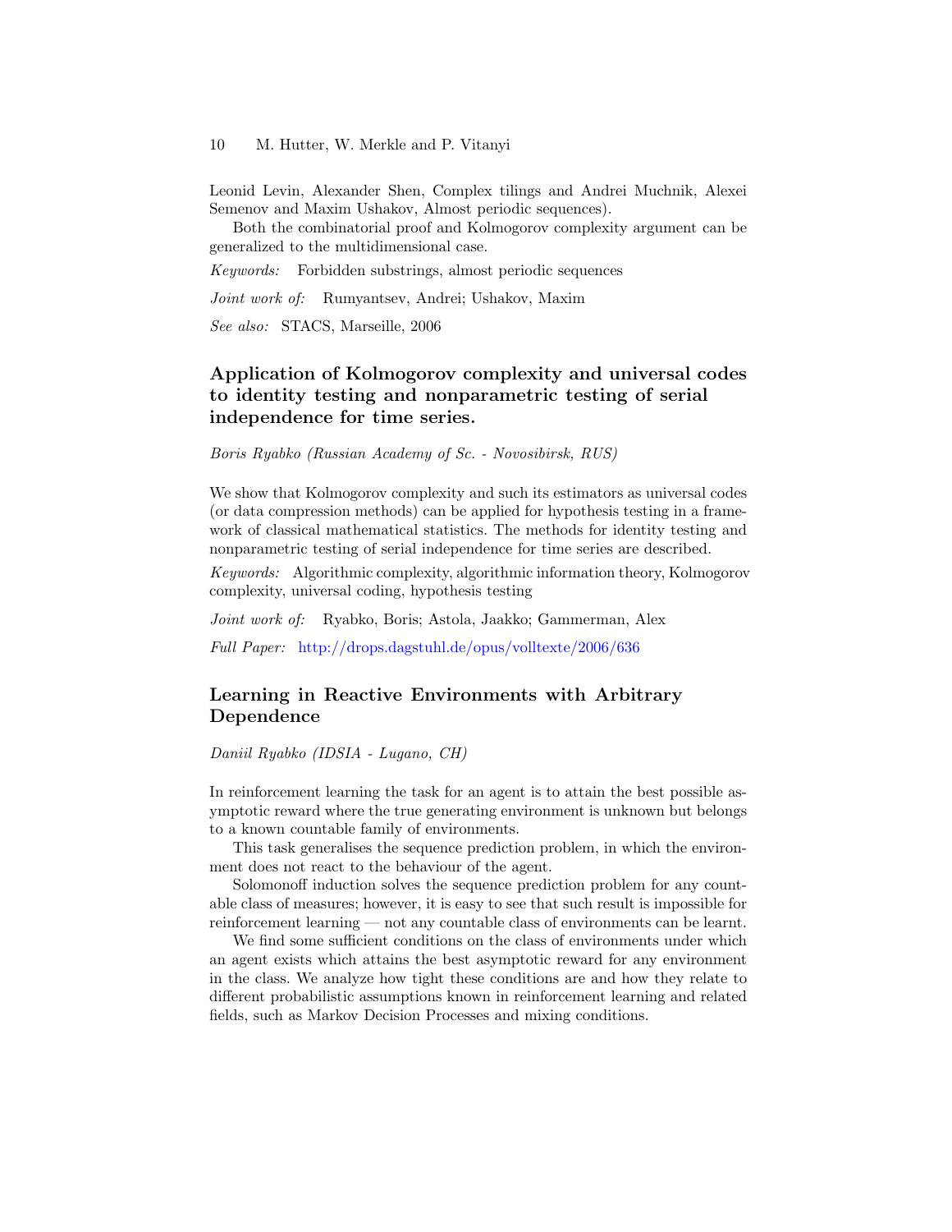Leonid Levin, Alexander Shen, Complex tilings and Andrei Muchnik, Alexei Semenov and Maxim Ushakov, Almost periodic sequences).

Both the combinatorial proof and Kolmogorov complexity argument can be generalized to the multidimensional case.

*Keywords:* Forbidden substrings, almost periodic sequences

*Joint work of:* Rumyantsev, Andrei; Ushakov, Maxim

*See also:* STACS, Marseille, 2006

### Application of Kolmogorov complexity and universal codes to identity testing and nonparametric testing of serial independence for time series.

*Boris Ryabko (Russian Academy of Sc. - Novosibirsk, RUS)*

We show that Kolmogorov complexity and such its estimators as universal codes (or data compression methods) can be applied for hypothesis testing in a framework of classical mathematical statistics. The methods for identity testing and nonparametric testing of serial independence for time series are described.

*Keywords:* Algorithmic complexity, algorithmic information theory, Kolmogorov complexity, universal coding, hypothesis testing

*Joint work of:* Ryabko, Boris; Astola, Jaakko; Gammerman, Alex

*Full Paper:* http://drops.dagstuhl.de/opus/volltexte/2006/636

### Learning in Reactive Environments with Arbitrary Dependence

*Daniil Ryabko (IDSIA - Lugano, CH)*

In reinforcement learning the task for an agent is to attain the best possible asymptotic reward where the true generating environment is unknown but belongs to a known countable family of environments.

This task generalises the sequence prediction problem, in which the environment does not react to the behaviour of the agent.

Solomonoff induction solves the sequence prediction problem for any countable class of measures; however, it is easy to see that such result is impossible for reinforcement learning — not any countable class of environments can be learnt.

We find some sufficient conditions on the class of environments under which an agent exists which attains the best asymptotic reward for any environment in the class. We analyze how tight these conditions are and how they relate to different probabilistic assumptions known in reinforcement learning and related fields, such as Markov Decision Processes and mixing conditions.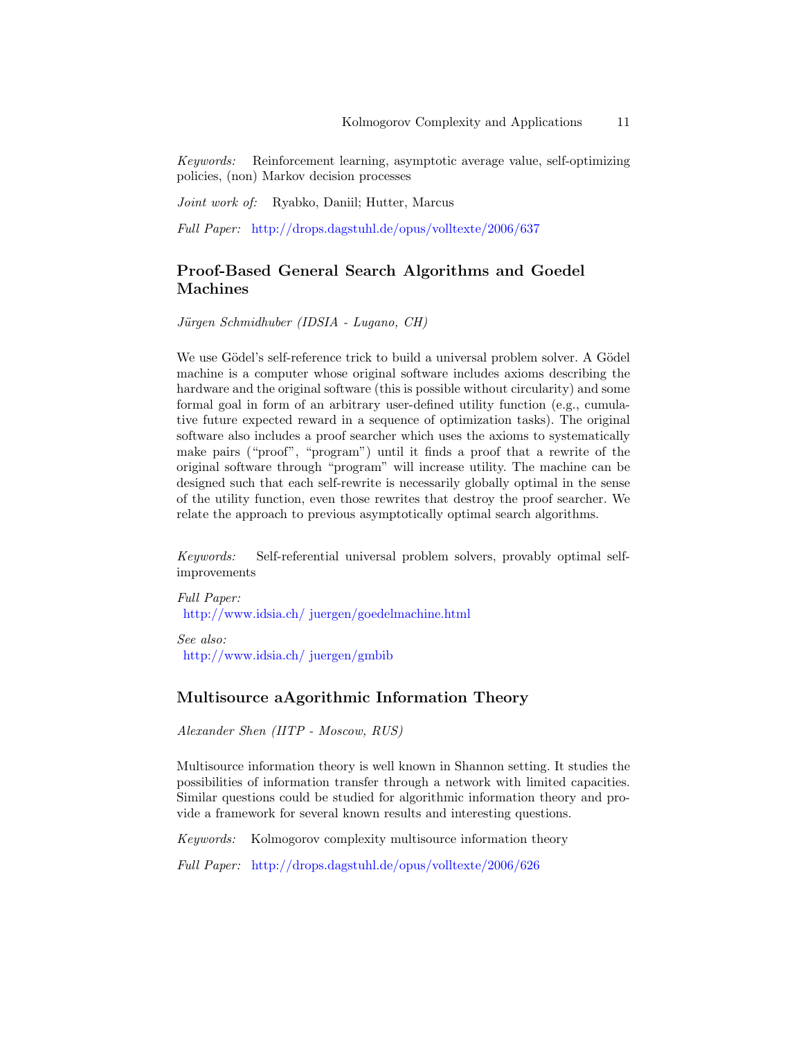*Keywords:* Reinforcement learning, asymptotic average value, self-optimizing policies, (non) Markov decision processes

*Joint work of:* Ryabko, Daniil; Hutter, Marcus

*Full Paper:* http://drops.dagstuhl.de/opus/volltexte/2006/637

## Proof-Based General Search Algorithms and Goedel Machines

*Jürgen Schmidhuber (IDSIA - Lugano, CH)*

We use Gödel's self-reference trick to build a universal problem solver. A Gödel machine is a computer whose original software includes axioms describing the hardware and the original software (this is possible without circularity) and some formal goal in form of an arbitrary user-defined utility function (e.g., cumulative future expected reward in a sequence of optimization tasks). The original software also includes a proof searcher which uses the axioms to systematically make pairs ("proof", "program") until it finds a proof that a rewrite of the original software through "program" will increase utility. The machine can be designed such that each self-rewrite is necessarily globally optimal in the sense of the utility function, even those rewrites that destroy the proof searcher. We relate the approach to previous asymptotically optimal search algorithms.

*Keywords:* Self-referential universal problem solvers, provably optimal self-improvements

*Full Paper:*
http://www.idsia.ch/ juergen/goedelmachine.html

*See also:*
http://www.idsia.ch/ juergen/gmbib

## Multisource aAgorithmic Information Theory

*Alexander Shen (IITP - Moscow, RUS)*

Multisource information theory is well known in Shannon setting. It studies the possibilities of information transfer through a network with limited capacities. Similar questions could be studied for algorithmic information theory and provide a framework for several known results and interesting questions.

*Keywords:* Kolmogorov complexity multisource information theory

*Full Paper:* http://drops.dagstuhl.de/opus/volltexte/2006/626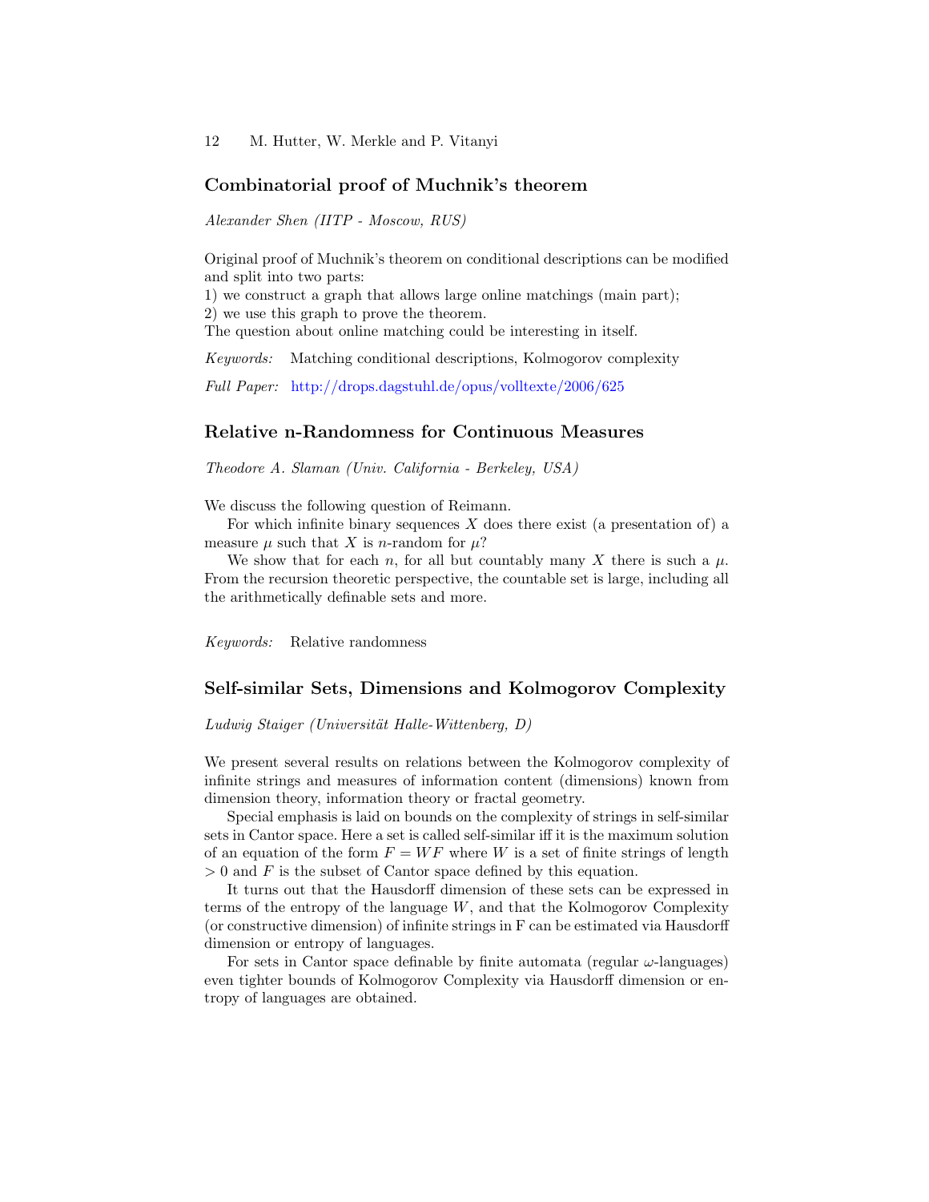## Combinatorial proof of Muchnik's theorem

*Alexander Shen (IITP - Moscow, RUS)*

Original proof of Muchnik's theorem on conditional descriptions can be modified and split into two parts:
1) we construct a graph that allows large online matchings (main part);
2) we use this graph to prove the theorem.
The question about online matching could be interesting in itself.

*Keywords:* Matching conditional descriptions, Kolmogorov complexity

*Full Paper:* http://drops.dagstuhl.de/opus/volltexte/2006/625

## Relative n-Randomness for Continuous Measures

*Theodore A. Slaman (Univ. California - Berkeley, USA)*

We discuss the following question of Reimann.

For which infinite binary sequences $X$ does there exist (a presentation of) a measure $\mu$ such that $X$ is $n$-random for $\mu$?

We show that for each $n$, for all but countably many $X$ there is such a $\mu$. From the recursion theoretic perspective, the countable set is large, including all the arithmetically definable sets and more.

*Keywords:* Relative randomness

## Self-similar Sets, Dimensions and Kolmogorov Complexity

*Ludwig Staiger (Universität Halle-Wittenberg, D)*

We present several results on relations between the Kolmogorov complexity of infinite strings and measures of information content (dimensions) known from dimension theory, information theory or fractal geometry.

Special emphasis is laid on bounds on the complexity of strings in self-similar sets in Cantor space. Here a set is called self-similar iff it is the maximum solution of an equation of the form $F = WF$ where $W$ is a set of finite strings of length $> 0$ and $F$ is the subset of Cantor space defined by this equation.

It turns out that the Hausdorff dimension of these sets can be expressed in terms of the entropy of the language $W$, and that the Kolmogorov Complexity (or constructive dimension) of infinite strings in F can be estimated via Hausdorff dimension or entropy of languages.

For sets in Cantor space definable by finite automata (regular $\omega$-languages) even tighter bounds of Kolmogorov Complexity via Hausdorff dimension or entropy of languages are obtained.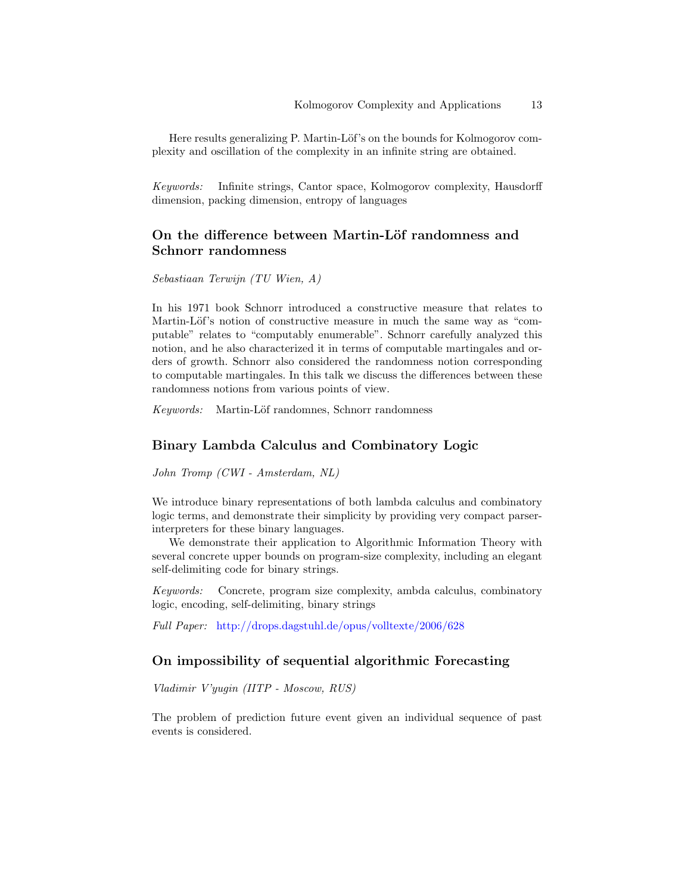Here results generalizing P. Martin-Löf's on the bounds for Kolmogorov complexity and oscillation of the complexity in an infinite string are obtained.

*Keywords:* Infinite strings, Cantor space, Kolmogorov complexity, Hausdorff dimension, packing dimension, entropy of languages

## On the difference between Martin-Löf randomness and Schnorr randomness

*Sebastiaan Terwijn (TU Wien, A)*

In his 1971 book Schnorr introduced a constructive measure that relates to Martin-Löf's notion of constructive measure in much the same way as "computable" relates to "computably enumerable". Schnorr carefully analyzed this notion, and he also characterized it in terms of computable martingales and orders of growth. Schnorr also considered the randomness notion corresponding to computable martingales. In this talk we discuss the differences between these randomness notions from various points of view.

*Keywords:* Martin-Löf randomnes, Schnorr randomness

## Binary Lambda Calculus and Combinatory Logic

*John Tromp (CWI - Amsterdam, NL)*

We introduce binary representations of both lambda calculus and combinatory logic terms, and demonstrate their simplicity by providing very compact parser-interpreters for these binary languages.

We demonstrate their application to Algorithmic Information Theory with several concrete upper bounds on program-size complexity, including an elegant self-delimiting code for binary strings.

*Keywords:* Concrete, program size complexity, ambda calculus, combinatory logic, encoding, self-delimiting, binary strings

*Full Paper:* http://drops.dagstuhl.de/opus/volltexte/2006/628

## On impossibility of sequential algorithmic Forecasting

*Vladimir V'yugin (IITP - Moscow, RUS)*

The problem of prediction future event given an individual sequence of past events is considered.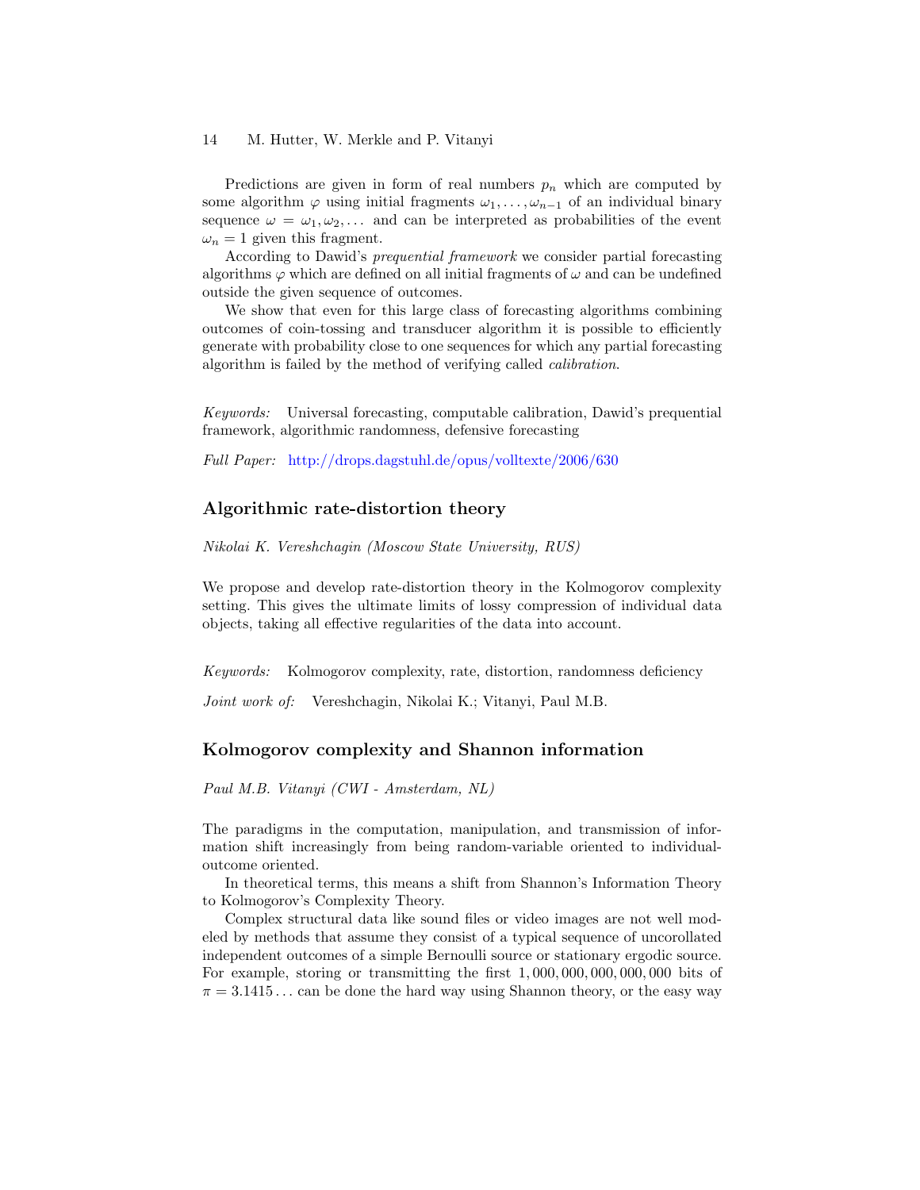Predictions are given in form of real numbers $p_n$ which are computed by some algorithm $\varphi$ using initial fragments $\omega_1, \ldots, \omega_{n-1}$ of an individual binary sequence $\omega = \omega_1, \omega_2, \ldots$ and can be interpreted as probabilities of the event $\omega_n = 1$ given this fragment.

According to Dawid's *prequential framework* we consider partial forecasting algorithms $\varphi$ which are defined on all initial fragments of $\omega$ and can be undefined outside the given sequence of outcomes.

We show that even for this large class of forecasting algorithms combining outcomes of coin-tossing and transducer algorithm it is possible to efficiently generate with probability close to one sequences for which any partial forecasting algorithm is failed by the method of verifying called *calibration*.

*Keywords:* Universal forecasting, computable calibration, Dawid's prequential framework, algorithmic randomness, defensive forecasting

*Full Paper:* http://drops.dagstuhl.de/opus/volltexte/2006/630

## Algorithmic rate-distortion theory

*Nikolai K. Vereshchagin (Moscow State University, RUS)*

We propose and develop rate-distortion theory in the Kolmogorov complexity setting. This gives the ultimate limits of lossy compression of individual data objects, taking all effective regularities of the data into account.

*Keywords:* Kolmogorov complexity, rate, distortion, randomness deficiency

*Joint work of:* Vereshchagin, Nikolai K.; Vitanyi, Paul M.B.

## Kolmogorov complexity and Shannon information

*Paul M.B. Vitanyi (CWI - Amsterdam, NL)*

The paradigms in the computation, manipulation, and transmission of information shift increasingly from being random-variable oriented to individual-outcome oriented.

In theoretical terms, this means a shift from Shannon's Information Theory to Kolmogorov's Complexity Theory.

Complex structural data like sound files or video images are not well modeled by methods that assume they consist of a typical sequence of uncorollated independent outcomes of a simple Bernoulli source or stationary ergodic source. For example, storing or transmitting the first $1,000,000,000,000,000$ bits of $\pi = 3.1415\ldots$ can be done the hard way using Shannon theory, or the easy way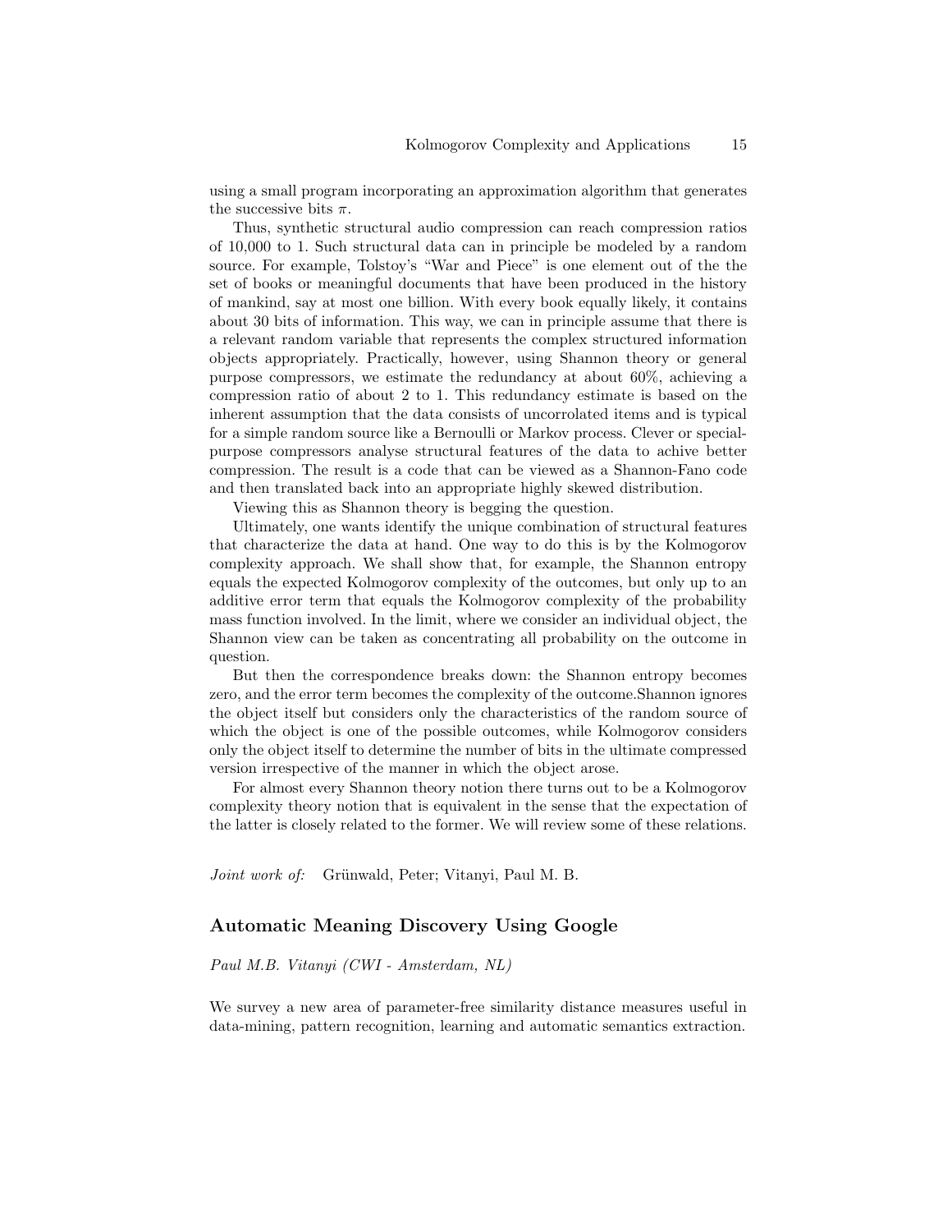using a small program incorporating an approximation algorithm that generates the successive bits $\pi$.

Thus, synthetic structural audio compression can reach compression ratios of 10,000 to 1. Such structural data can in principle be modeled by a random source. For example, Tolstoy's "War and Piece" is one element out of the the set of books or meaningful documents that have been produced in the history of mankind, say at most one billion. With every book equally likely, it contains about 30 bits of information. This way, we can in principle assume that there is a relevant random variable that represents the complex structured information objects appropriately. Practically, however, using Shannon theory or general purpose compressors, we estimate the redundancy at about 60%, achieving a compression ratio of about 2 to 1. This redundancy estimate is based on the inherent assumption that the data consists of uncorrolated items and is typical for a simple random source like a Bernoulli or Markov process. Clever or special-purpose compressors analyse structural features of the data to achive better compression. The result is a code that can be viewed as a Shannon-Fano code and then translated back into an appropriate highly skewed distribution.

Viewing this as Shannon theory is begging the question.

Ultimately, one wants identify the unique combination of structural features that characterize the data at hand. One way to do this is by the Kolmogorov complexity approach. We shall show that, for example, the Shannon entropy equals the expected Kolmogorov complexity of the outcomes, but only up to an additive error term that equals the Kolmogorov complexity of the probability mass function involved. In the limit, where we consider an individual object, the Shannon view can be taken as concentrating all probability on the outcome in question.

But then the correspondence breaks down: the Shannon entropy becomes zero, and the error term becomes the complexity of the outcome.Shannon ignores the object itself but considers only the characteristics of the random source of which the object is one of the possible outcomes, while Kolmogorov considers only the object itself to determine the number of bits in the ultimate compressed version irrespective of the manner in which the object arose.

For almost every Shannon theory notion there turns out to be a Kolmogorov complexity theory notion that is equivalent in the sense that the expectation of the latter is closely related to the former. We will review some of these relations.

*Joint work of:* Grünwald, Peter; Vitanyi, Paul M. B.

## Automatic Meaning Discovery Using Google

*Paul M.B. Vitanyi (CWI - Amsterdam, NL)*

We survey a new area of parameter-free similarity distance measures useful in data-mining, pattern recognition, learning and automatic semantics extraction.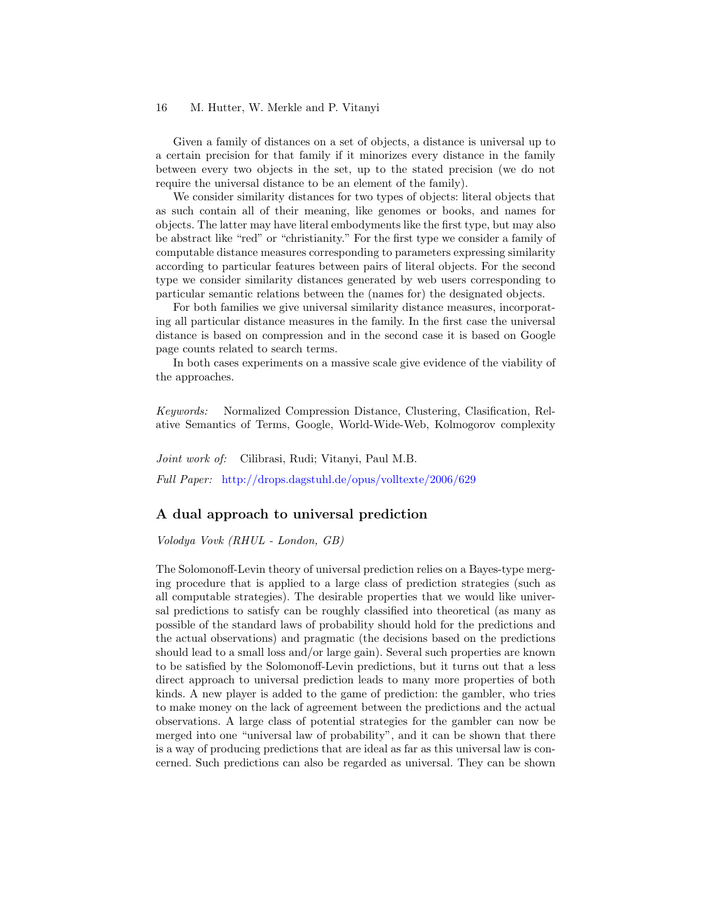Given a family of distances on a set of objects, a distance is universal up to a certain precision for that family if it minorizes every distance in the family between every two objects in the set, up to the stated precision (we do not require the universal distance to be an element of the family).

We consider similarity distances for two types of objects: literal objects that as such contain all of their meaning, like genomes or books, and names for objects. The latter may have literal embodyments like the first type, but may also be abstract like "red" or "christianity." For the first type we consider a family of computable distance measures corresponding to parameters expressing similarity according to particular features between pairs of literal objects. For the second type we consider similarity distances generated by web users corresponding to particular semantic relations between the (names for) the designated objects.

For both families we give universal similarity distance measures, incorporating all particular distance measures in the family. In the first case the universal distance is based on compression and in the second case it is based on Google page counts related to search terms.

In both cases experiments on a massive scale give evidence of the viability of the approaches.

*Keywords:* Normalized Compression Distance, Clustering, Clasification, Relative Semantics of Terms, Google, World-Wide-Web, Kolmogorov complexity

*Joint work of:* Cilibrasi, Rudi; Vitanyi, Paul M.B.

*Full Paper:* http://drops.dagstuhl.de/opus/volltexte/2006/629

## A dual approach to universal prediction

*Volodya Vovk (RHUL - London, GB)*

The Solomonoff-Levin theory of universal prediction relies on a Bayes-type merging procedure that is applied to a large class of prediction strategies (such as all computable strategies). The desirable properties that we would like universal predictions to satisfy can be roughly classified into theoretical (as many as possible of the standard laws of probability should hold for the predictions and the actual observations) and pragmatic (the decisions based on the predictions should lead to a small loss and/or large gain). Several such properties are known to be satisfied by the Solomonoff-Levin predictions, but it turns out that a less direct approach to universal prediction leads to many more properties of both kinds. A new player is added to the game of prediction: the gambler, who tries to make money on the lack of agreement between the predictions and the actual observations. A large class of potential strategies for the gambler can now be merged into one "universal law of probability", and it can be shown that there is a way of producing predictions that are ideal as far as this universal law is concerned. Such predictions can also be regarded as universal. They can be shown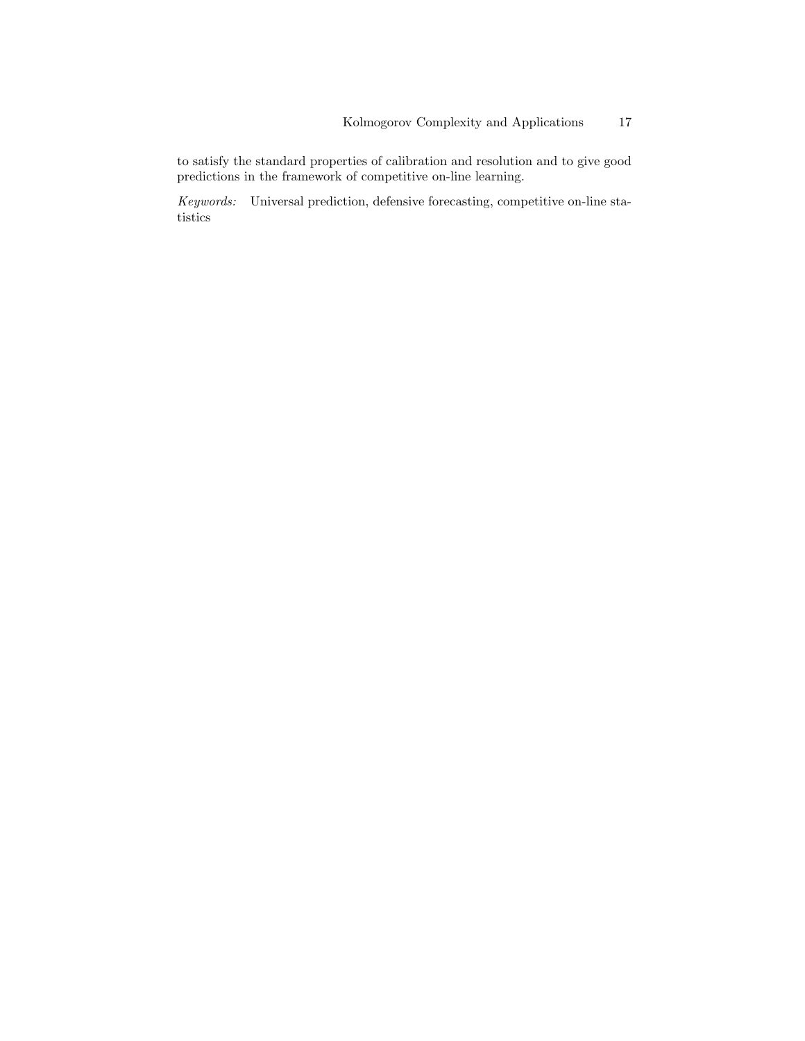to satisfy the standard properties of calibration and resolution and to give good predictions in the framework of competitive on-line learning.

*Keywords:* Universal prediction, defensive forecasting, competitive on-line statistics